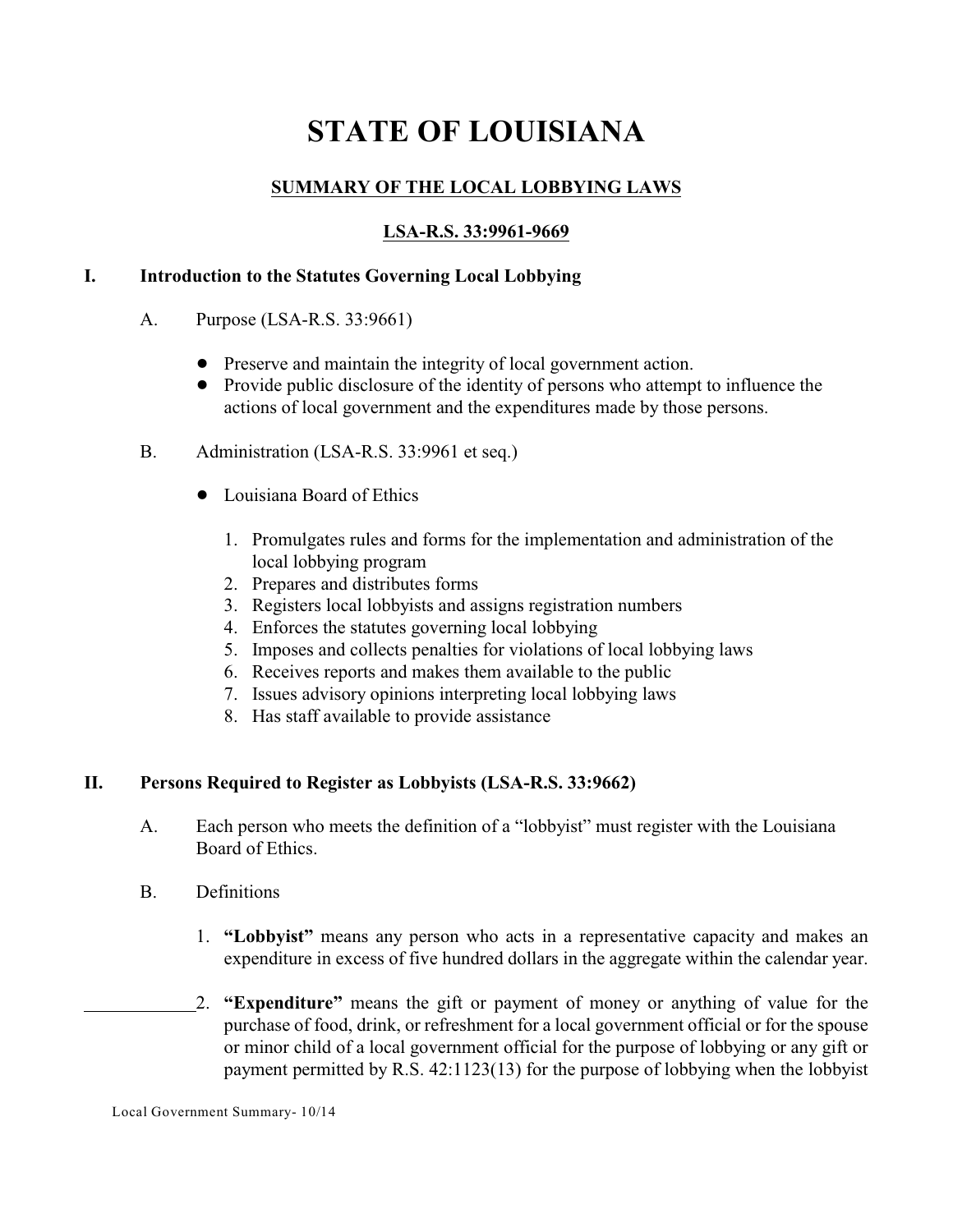# STATE OF LOUISIANA

## SUMMARY OF THE LOCAL LOBBYING LAWS

## LSA-R.S. 33:9961-9669

### I. Introduction to the Statutes Governing Local Lobbying

A. Purpose (LSA-R.S. 33:9661)

- Preserve and maintain the integrity of local government action.
- Provide public disclosure of the identity of persons who attempt to influence the actions of local government and the expenditures made by those persons.

B. Administration (LSA-R.S. 33:9961 et seq.)

- Louisiana Board of Ethics

  1. Promulgates rules and forms for the implementation and administration of the local lobbying program
  2. Prepares and distributes forms
  3. Registers local lobbyists and assigns registration numbers
  4. Enforces the statutes governing local lobbying
  5. Imposes and collects penalties for violations of local lobbying laws
  6. Receives reports and makes them available to the public
  7. Issues advisory opinions interpreting local lobbying laws
  8. Has staff available to provide assistance

### II. Persons Required to Register as Lobbyists (LSA-R.S. 33:9662)

A. Each person who meets the definition of a "lobbyist" must register with the Louisiana Board of Ethics.

B. Definitions

1. **"Lobbyist"** means any person who acts in a representative capacity and makes an expenditure in excess of five hundred dollars in the aggregate within the calendar year.
2. **"Expenditure"** means the gift or payment of money or anything of value for the purchase of food, drink, or refreshment for a local government official or for the spouse or minor child of a local government official for the purpose of lobbying or any gift or payment permitted by R.S. 42:1123(13) for the purpose of lobbying when the lobbyist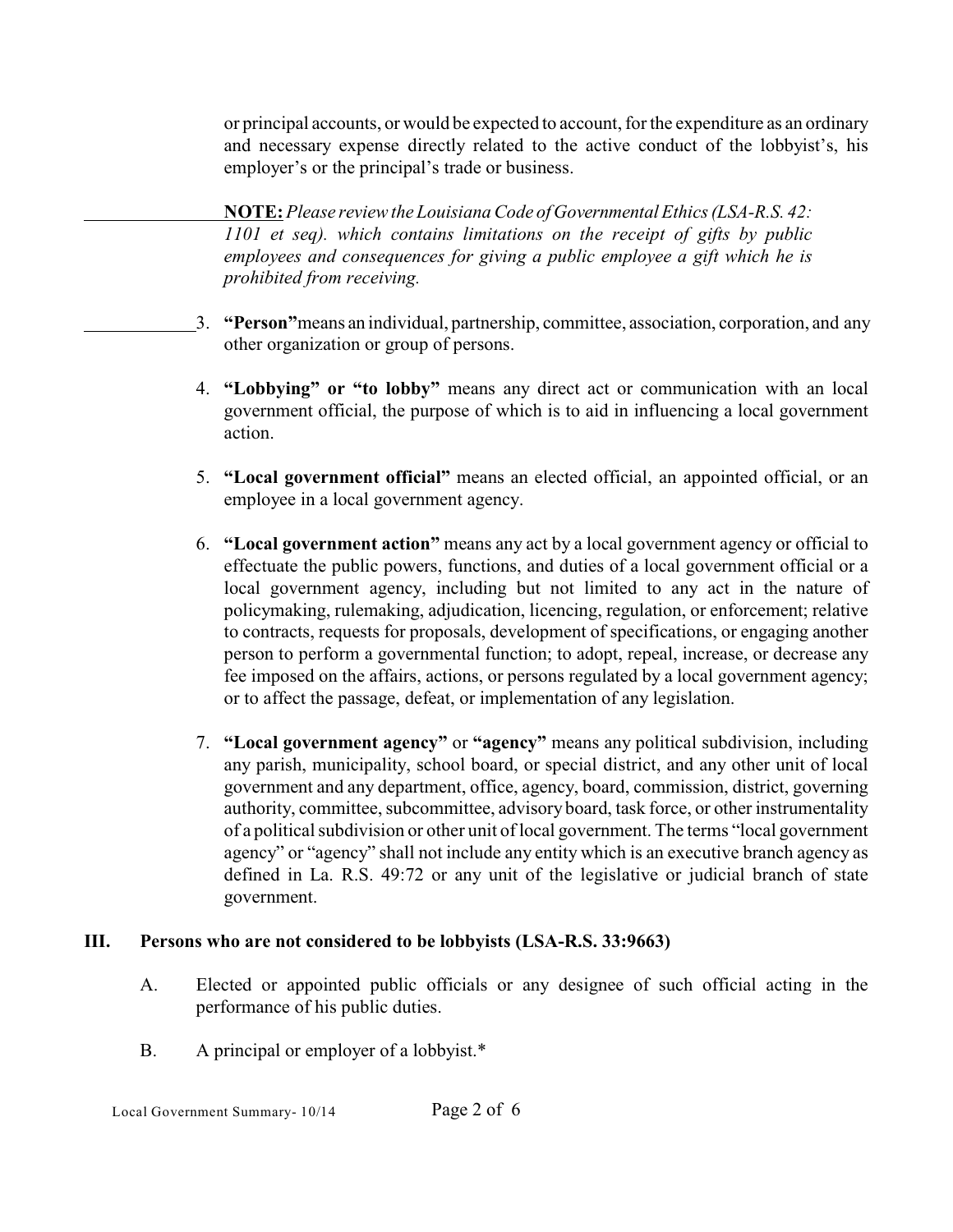or principal accounts, or would be expected to account, for the expenditure as an ordinary and necessary expense directly related to the active conduct of the lobbyist's, his employer's or the principal's trade or business.

**NOTE:** *Please review the Louisiana Code of Governmental Ethics (LSA-R.S. 42: 1101 et seq). which contains limitations on the receipt of gifts by public employees and consequences for giving a public employee a gift which he is prohibited from receiving.*

3. **"Person"** means an individual, partnership, committee, association, corporation, and any other organization or group of persons.

4. **"Lobbying" or "to lobby"** means any direct act or communication with an local government official, the purpose of which is to aid in influencing a local government action.

5. **"Local government official"** means an elected official, an appointed official, or an employee in a local government agency.

6. **"Local government action"** means any act by a local government agency or official to effectuate the public powers, functions, and duties of a local government official or a local government agency, including but not limited to any act in the nature of policymaking, rulemaking, adjudication, licencing, regulation, or enforcement; relative to contracts, requests for proposals, development of specifications, or engaging another person to perform a governmental function; to adopt, repeal, increase, or decrease any fee imposed on the affairs, actions, or persons regulated by a local government agency; or to affect the passage, defeat, or implementation of any legislation.

7. **"Local government agency"** or **"agency"** means any political subdivision, including any parish, municipality, school board, or special district, and any other unit of local government and any department, office, agency, board, commission, district, governing authority, committee, subcommittee, advisory board, task force, or other instrumentality of a political subdivision or other unit of local government. The terms "local government agency" or "agency" shall not include any entity which is an executive branch agency as defined in La. R.S. 49:72 or any unit of the legislative or judicial branch of state government.

## III. Persons who are not considered to be lobbyists (LSA-R.S. 33:9663)

A. Elected or appointed public officials or any designee of such official acting in the performance of his public duties.

B. A principal or employer of a lobbyist.*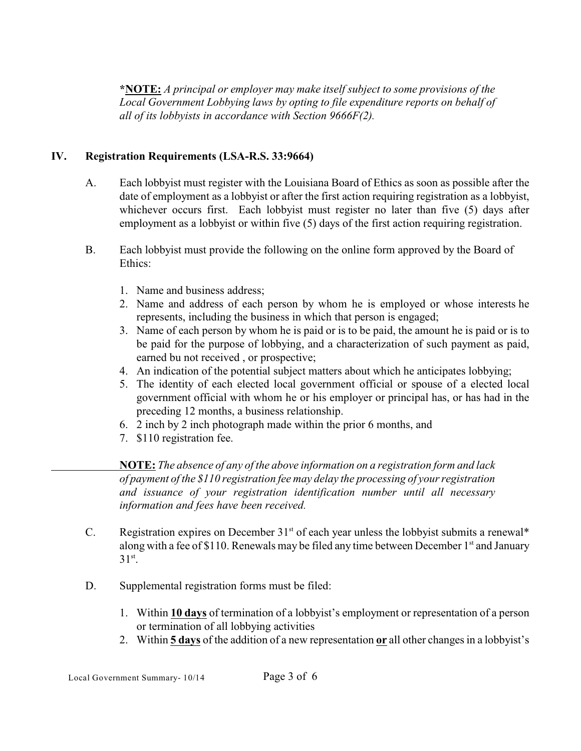***NOTE:** *A principal or employer may make itself subject to some provisions of the Local Government Lobbying laws by opting to file expenditure reports on behalf of all of its lobbyists in accordance with Section 9666F(2).*

## IV. Registration Requirements (LSA-R.S. 33:9664)

A. Each lobbyist must register with the Louisiana Board of Ethics as soon as possible after the date of employment as a lobbyist or after the first action requiring registration as a lobbyist, whichever occurs first. Each lobbyist must register no later than five (5) days after employment as a lobbyist or within five (5) days of the first action requiring registration.

B. Each lobbyist must provide the following on the online form approved by the Board of Ethics:

1. Name and business address;
2. Name and address of each person by whom he is employed or whose interests he represents, including the business in which that person is engaged;
3. Name of each person by whom he is paid or is to be paid, the amount he is paid or is to be paid for the purpose of lobbying, and a characterization of such payment as paid, earned bu not received , or prospective;
4. An indication of the potential subject matters about which he anticipates lobbying;
5. The identity of each elected local government official or spouse of a elected local government official with whom he or his employer or principal has, or has had in the preceding 12 months, a business relationship.
6. 2 inch by 2 inch photograph made within the prior 6 months, and
7. $110 registration fee.

**NOTE:** *The absence of any of the above information on a registration form and lack of payment of the $110 registration fee may delay the processing of your registration and issuance of your registration identification number until all necessary information and fees have been received.*

C. Registration expires on December 31st of each year unless the lobbyist submits a renewal* along with a fee of $110. Renewals may be filed any time between December 1st and January 31st.

D. Supplemental registration forms must be filed:

1. Within **10 days** of termination of a lobbyist's employment or representation of a person or termination of all lobbying activities
2. Within **5 days** of the addition of a new representation **or** all other changes in a lobbyist's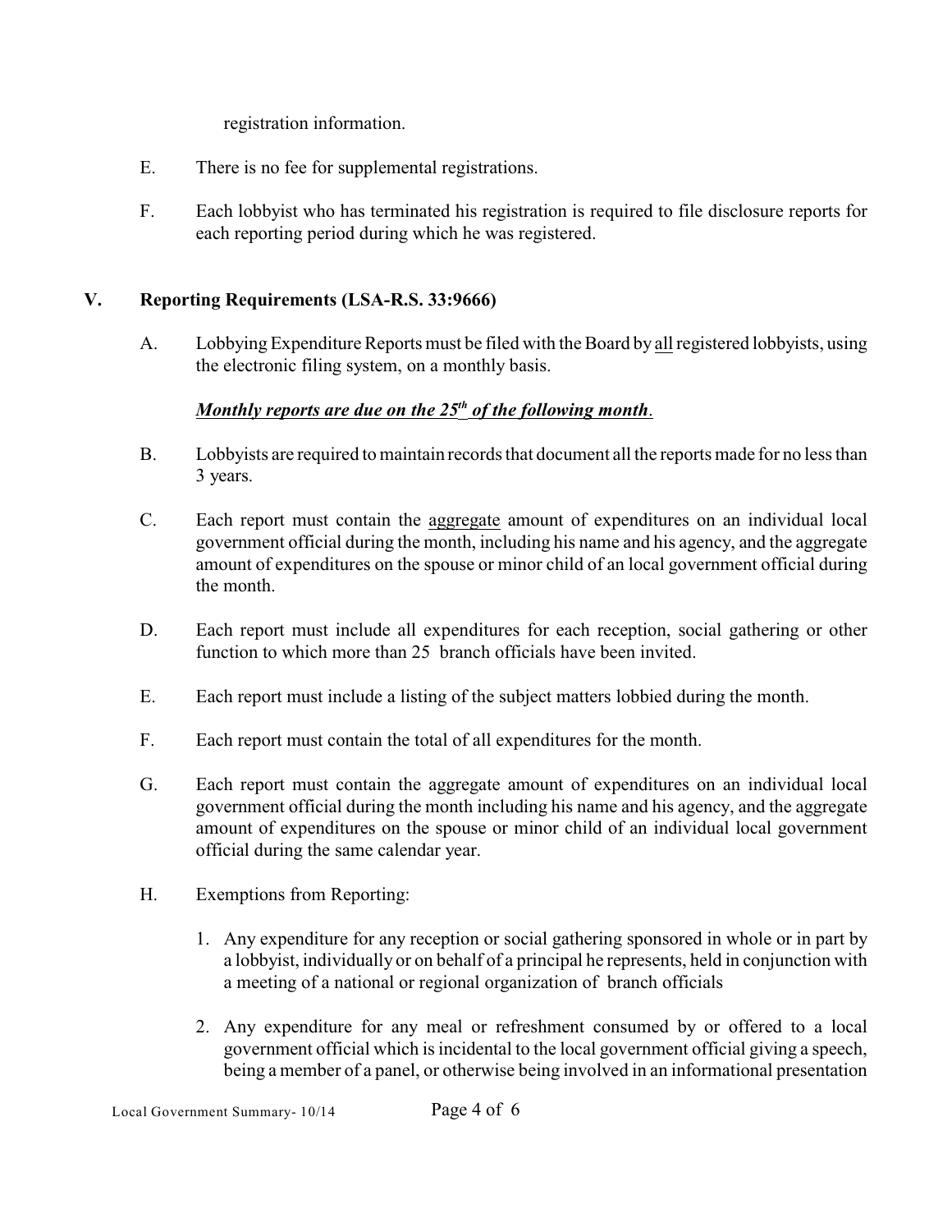registration information.

E. There is no fee for supplemental registrations.

F. Each lobbyist who has terminated his registration is required to file disclosure reports for each reporting period during which he was registered.

## V. Reporting Requirements (LSA-R.S. 33:9666)

A. Lobbying Expenditure Reports must be filed with the Board by <u>all</u> registered lobbyists, using the electronic filing system, on a monthly basis.

***<u>Monthly reports are due on the 25<sup>th</sup> of the following month</u>***.

B. Lobbyists are required to maintain records that document all the reports made for no less than 3 years.

C. Each report must contain the <u>aggregate</u> amount of expenditures on an individual local government official during the month, including his name and his agency, and the aggregate amount of expenditures on the spouse or minor child of an local government official during the month.

D. Each report must include all expenditures for each reception, social gathering or other function to which more than 25 branch officials have been invited.

E. Each report must include a listing of the subject matters lobbied during the month.

F. Each report must contain the total of all expenditures for the month.

G. Each report must contain the aggregate amount of expenditures on an individual local government official during the month including his name and his agency, and the aggregate amount of expenditures on the spouse or minor child of an individual local government official during the same calendar year.

H. Exemptions from Reporting:

1. Any expenditure for any reception or social gathering sponsored in whole or in part by a lobbyist, individually or on behalf of a principal he represents, held in conjunction with a meeting of a national or regional organization of branch officials

2. Any expenditure for any meal or refreshment consumed by or offered to a local government official which is incidental to the local government official giving a speech, being a member of a panel, or otherwise being involved in an informational presentation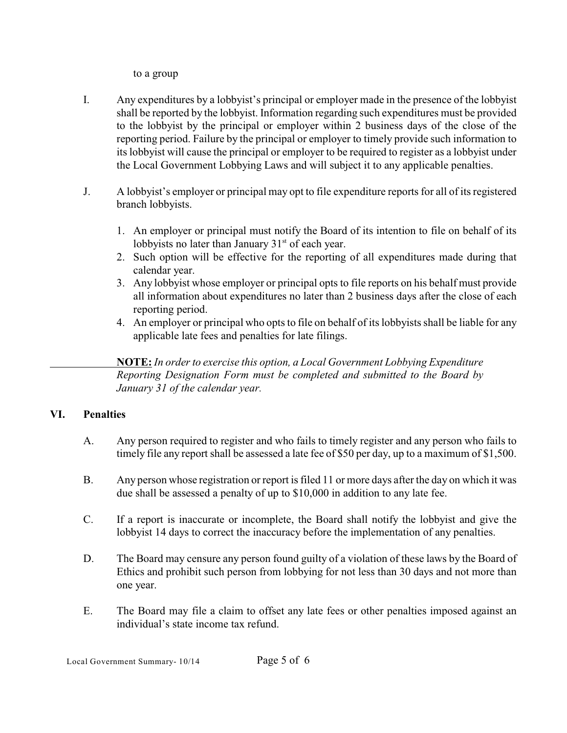to a group

I. Any expenditures by a lobbyist's principal or employer made in the presence of the lobbyist shall be reported by the lobbyist. Information regarding such expenditures must be provided to the lobbyist by the principal or employer within 2 business days of the close of the reporting period. Failure by the principal or employer to timely provide such information to its lobbyist will cause the principal or employer to be required to register as a lobbyist under the Local Government Lobbying Laws and will subject it to any applicable penalties.

J. A lobbyist's employer or principal may opt to file expenditure reports for all of its registered branch lobbyists.

1. An employer or principal must notify the Board of its intention to file on behalf of its lobbyists no later than January 31st of each year.
2. Such option will be effective for the reporting of all expenditures made during that calendar year.
3. Any lobbyist whose employer or principal opts to file reports on his behalf must provide all information about expenditures no later than 2 business days after the close of each reporting period.
4. An employer or principal who opts to file on behalf of its lobbyists shall be liable for any applicable late fees and penalties for late filings.

**NOTE:** *In order to exercise this option, a Local Government Lobbying Expenditure Reporting Designation Form must be completed and submitted to the Board by January 31 of the calendar year.*

## VI. Penalties

A. Any person required to register and who fails to timely register and any person who fails to timely file any report shall be assessed a late fee of $50 per day, up to a maximum of $1,500.

B. Any person whose registration or report is filed 11 or more days after the day on which it was due shall be assessed a penalty of up to $10,000 in addition to any late fee.

C. If a report is inaccurate or incomplete, the Board shall notify the lobbyist and give the lobbyist 14 days to correct the inaccuracy before the implementation of any penalties.

D. The Board may censure any person found guilty of a violation of these laws by the Board of Ethics and prohibit such person from lobbying for not less than 30 days and not more than one year.

E. The Board may file a claim to offset any late fees or other penalties imposed against an individual's state income tax refund.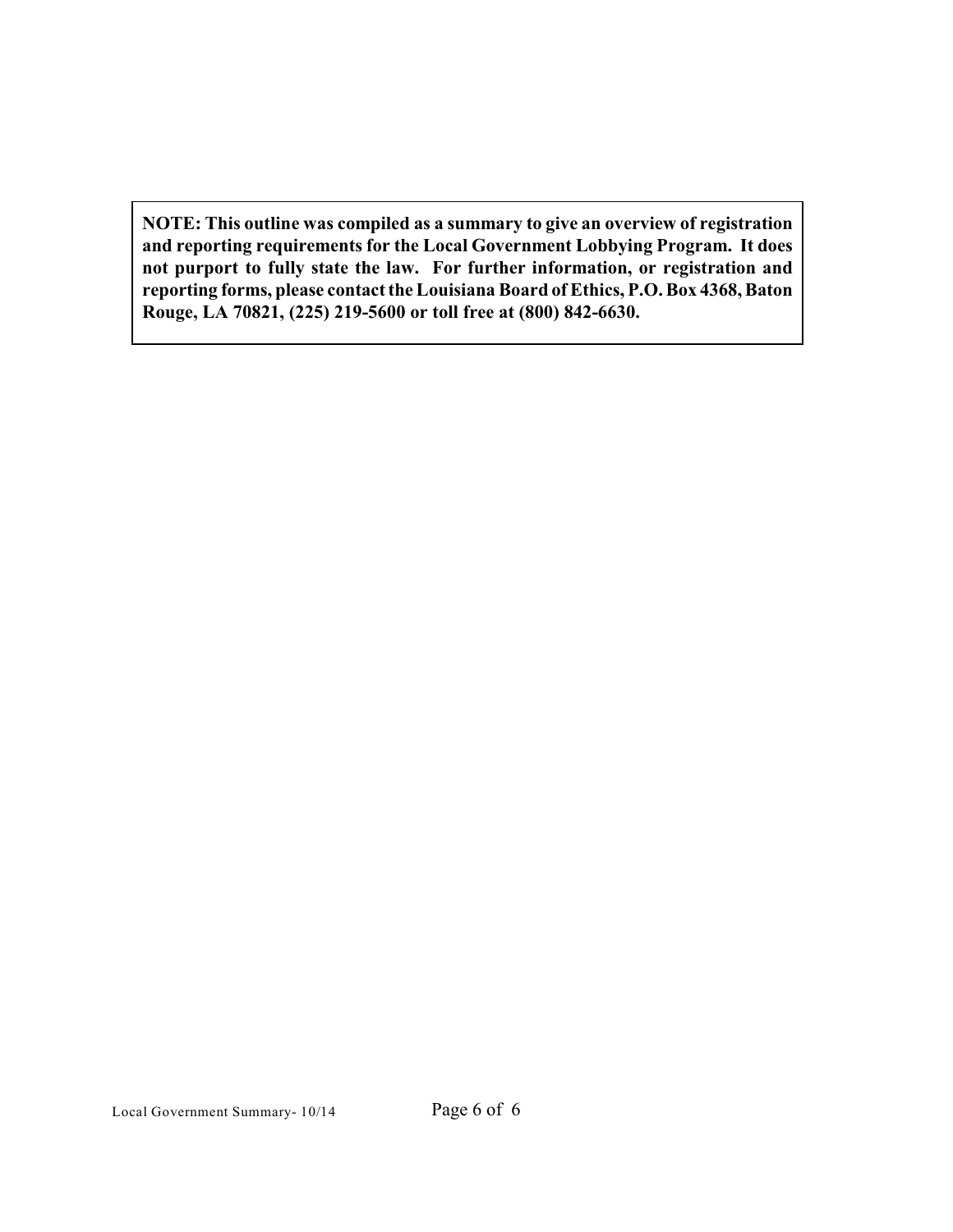**NOTE: This outline was compiled as a summary to give an overview of registration and reporting requirements for the Local Government Lobbying Program. It does not purport to fully state the law. For further information, or registration and reporting forms, please contact the Louisiana Board of Ethics, P.O. Box 4368, Baton Rouge, LA 70821, (225) 219-5600 or toll free at (800) 842-6630.**